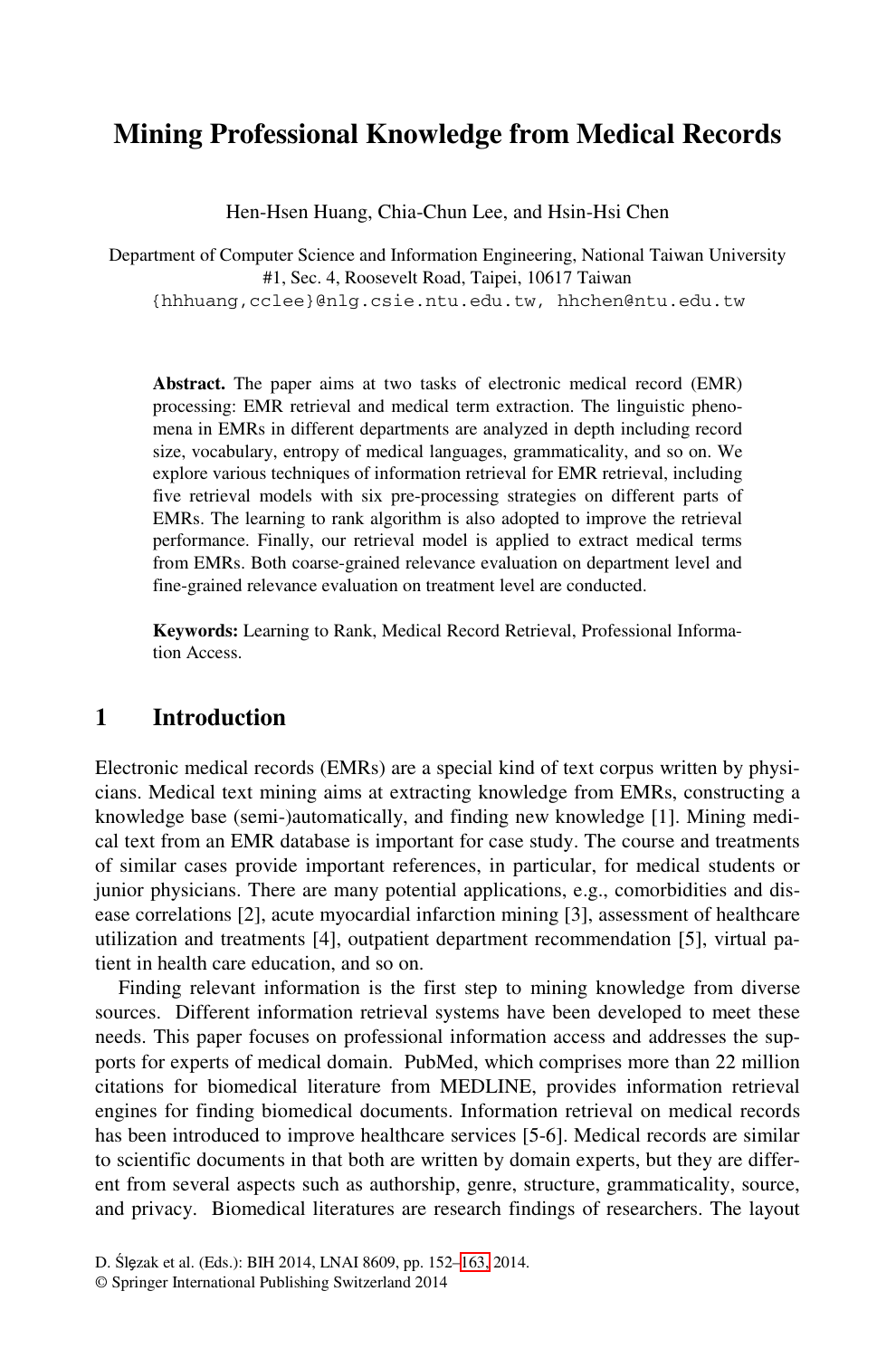# Mining Professional Knowledge from Medical Records

Hen-Hsen Huang, Chia-Chun Lee, and Hsin-Hsi Chen

Department of Computer Science and Information Engineering, National Taiwan University
#1, Sec. 4, Roosevelt Road, Taipei, 10617 Taiwan
{hhhuang,cclee}@nlg.csie.ntu.edu.tw, hhchen@ntu.edu.tw

**Abstract.** The paper aims at two tasks of electronic medical record (EMR) processing: EMR retrieval and medical term extraction. The linguistic phenomena in EMRs in different departments are analyzed in depth including record size, vocabulary, entropy of medical languages, grammaticality, and so on. We explore various techniques of information retrieval for EMR retrieval, including five retrieval models with six pre-processing strategies on different parts of EMRs. The learning to rank algorithm is also adopted to improve the retrieval performance. Finally, our retrieval model is applied to extract medical terms from EMRs. Both coarse-grained relevance evaluation on department level and fine-grained relevance evaluation on treatment level are conducted.

**Keywords:** Learning to Rank, Medical Record Retrieval, Professional Information Access.

## 1 Introduction

Electronic medical records (EMRs) are a special kind of text corpus written by physicians. Medical text mining aims at extracting knowledge from EMRs, constructing a knowledge base (semi-)automatically, and finding new knowledge [1]. Mining medical text from an EMR database is important for case study. The course and treatments of similar cases provide important references, in particular, for medical students or junior physicians. There are many potential applications, e.g., comorbidities and disease correlations [2], acute myocardial infarction mining [3], assessment of healthcare utilization and treatments [4], outpatient department recommendation [5], virtual patient in health care education, and so on.

Finding relevant information is the first step to mining knowledge from diverse sources. Different information retrieval systems have been developed to meet these needs. This paper focuses on professional information access and addresses the supports for experts of medical domain. PubMed, which comprises more than 22 million citations for biomedical literature from MEDLINE, provides information retrieval engines for finding biomedical documents. Information retrieval on medical records has been introduced to improve healthcare services [5-6]. Medical records are similar to scientific documents in that both are written by domain experts, but they are different from several aspects such as authorship, genre, structure, grammaticality, source, and privacy. Biomedical literatures are research findings of researchers. The layout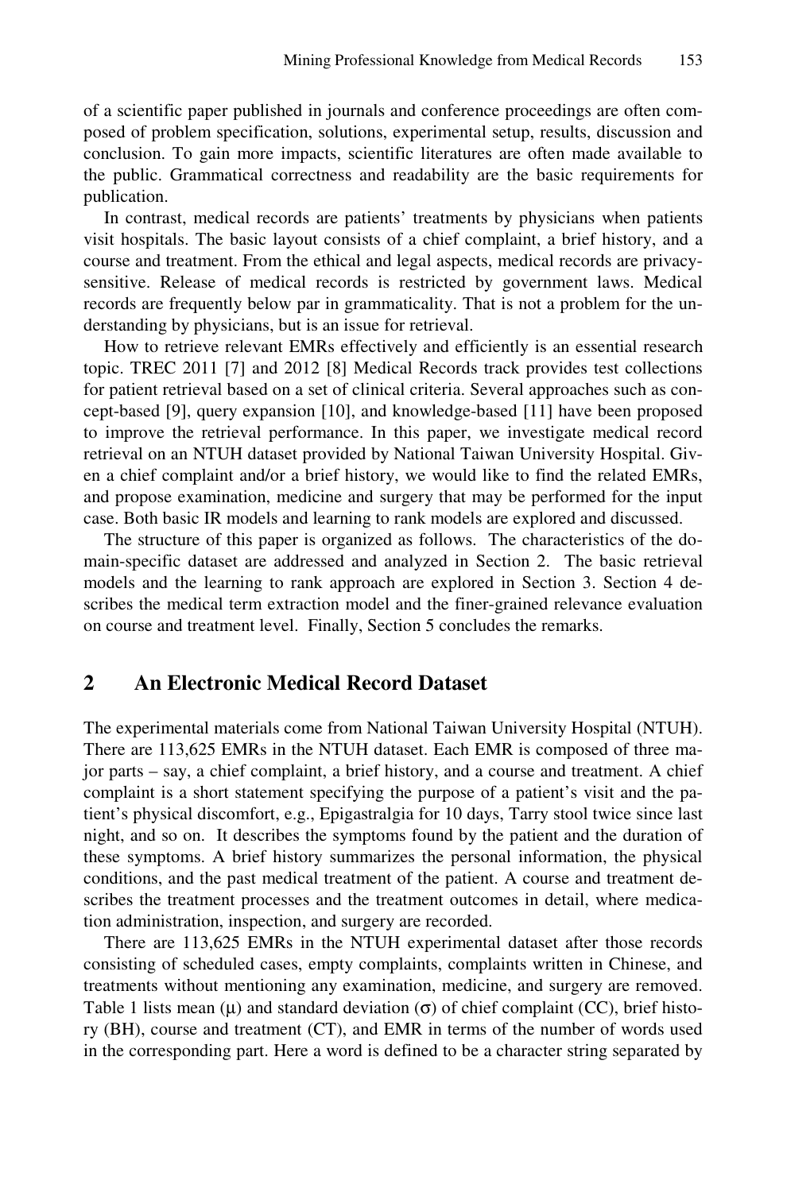of a scientific paper published in journals and conference proceedings are often composed of problem specification, solutions, experimental setup, results, discussion and conclusion. To gain more impacts, scientific literatures are often made available to the public. Grammatical correctness and readability are the basic requirements for publication.

In contrast, medical records are patients' treatments by physicians when patients visit hospitals. The basic layout consists of a chief complaint, a brief history, and a course and treatment. From the ethical and legal aspects, medical records are privacy-sensitive. Release of medical records is restricted by government laws. Medical records are frequently below par in grammaticality. That is not a problem for the understanding by physicians, but is an issue for retrieval.

How to retrieve relevant EMRs effectively and efficiently is an essential research topic. TREC 2011 [7] and 2012 [8] Medical Records track provides test collections for patient retrieval based on a set of clinical criteria. Several approaches such as concept-based [9], query expansion [10], and knowledge-based [11] have been proposed to improve the retrieval performance. In this paper, we investigate medical record retrieval on an NTUH dataset provided by National Taiwan University Hospital. Given a chief complaint and/or a brief history, we would like to find the related EMRs, and propose examination, medicine and surgery that may be performed for the input case. Both basic IR models and learning to rank models are explored and discussed.

The structure of this paper is organized as follows. The characteristics of the domain-specific dataset are addressed and analyzed in Section 2. The basic retrieval models and the learning to rank approach are explored in Section 3. Section 4 describes the medical term extraction model and the finer-grained relevance evaluation on course and treatment level. Finally, Section 5 concludes the remarks.

## 2 An Electronic Medical Record Dataset

The experimental materials come from National Taiwan University Hospital (NTUH). There are 113,625 EMRs in the NTUH dataset. Each EMR is composed of three major parts – say, a chief complaint, a brief history, and a course and treatment. A chief complaint is a short statement specifying the purpose of a patient's visit and the patient's physical discomfort, e.g., Epigastralgia for 10 days, Tarry stool twice since last night, and so on. It describes the symptoms found by the patient and the duration of these symptoms. A brief history summarizes the personal information, the physical conditions, and the past medical treatment of the patient. A course and treatment describes the treatment processes and the treatment outcomes in detail, where medication administration, inspection, and surgery are recorded.

There are 113,625 EMRs in the NTUH experimental dataset after those records consisting of scheduled cases, empty complaints, complaints written in Chinese, and treatments without mentioning any examination, medicine, and surgery are removed. Table 1 lists mean ($\mu$) and standard deviation ($\sigma$) of chief complaint (CC), brief history (BH), course and treatment (CT), and EMR in terms of the number of words used in the corresponding part. Here a word is defined to be a character string separated by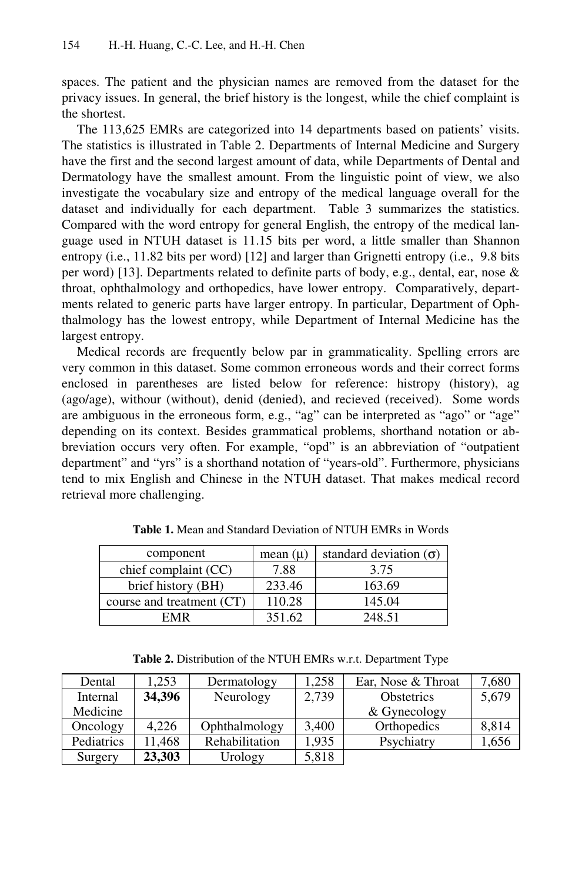spaces. The patient and the physician names are removed from the dataset for the privacy issues. In general, the brief history is the longest, while the chief complaint is the shortest.

The 113,625 EMRs are categorized into 14 departments based on patients' visits. The statistics is illustrated in Table 2. Departments of Internal Medicine and Surgery have the first and the second largest amount of data, while Departments of Dental and Dermatology have the smallest amount. From the linguistic point of view, we also investigate the vocabulary size and entropy of the medical language overall for the dataset and individually for each department. Table 3 summarizes the statistics. Compared with the word entropy for general English, the entropy of the medical language used in NTUH dataset is 11.15 bits per word, a little smaller than Shannon entropy (i.e., 11.82 bits per word) [12] and larger than Grignetti entropy (i.e., 9.8 bits per word) [13]. Departments related to definite parts of body, e.g., dental, ear, nose & throat, ophthalmology and orthopedics, have lower entropy. Comparatively, departments related to generic parts have larger entropy. In particular, Department of Ophthalmology has the lowest entropy, while Department of Internal Medicine has the largest entropy.

Medical records are frequently below par in grammaticality. Spelling errors are very common in this dataset. Some common erroneous words and their correct forms enclosed in parentheses are listed below for reference: histropy (history), ag (ago/age), withour (without), denid (denied), and recieved (received). Some words are ambiguous in the erroneous form, e.g., "ag" can be interpreted as "ago" or "age" depending on its context. Besides grammatical problems, shorthand notation or abbreviation occurs very often. For example, "opd" is an abbreviation of "outpatient department" and "yrs" is a shorthand notation of "years-old". Furthermore, physicians tend to mix English and Chinese in the NTUH dataset. That makes medical record retrieval more challenging.

**Table 1.** Mean and Standard Deviation of NTUH EMRs in Words

| component | mean ($\mu$) | standard deviation ($\sigma$) |
|---|---|---|
| chief complaint (CC) | 7.88 | 3.75 |
| brief history (BH) | 233.46 | 163.69 |
| course and treatment (CT) | 110.28 | 145.04 |
| EMR | 351.62 | 248.51 |

**Table 2.** Distribution of the NTUH EMRs w.r.t. Department Type

| Dental | 1,253 | Dermatology | 1,258 | Ear, Nose & Throat | 7,680 |
|---|---|---|---|---|---|
| Internal Medicine | **34,396** | Neurology | 2,739 | Obstetrics & Gynecology | 5,679 |
| Oncology | 4,226 | Ophthalmology | 3,400 | Orthopedics | 8,814 |
| Pediatrics | 11,468 | Rehabilitation | 1,935 | Psychiatry | 1,656 |
| Surgery | **23,303** | Urology | 5,818 | | |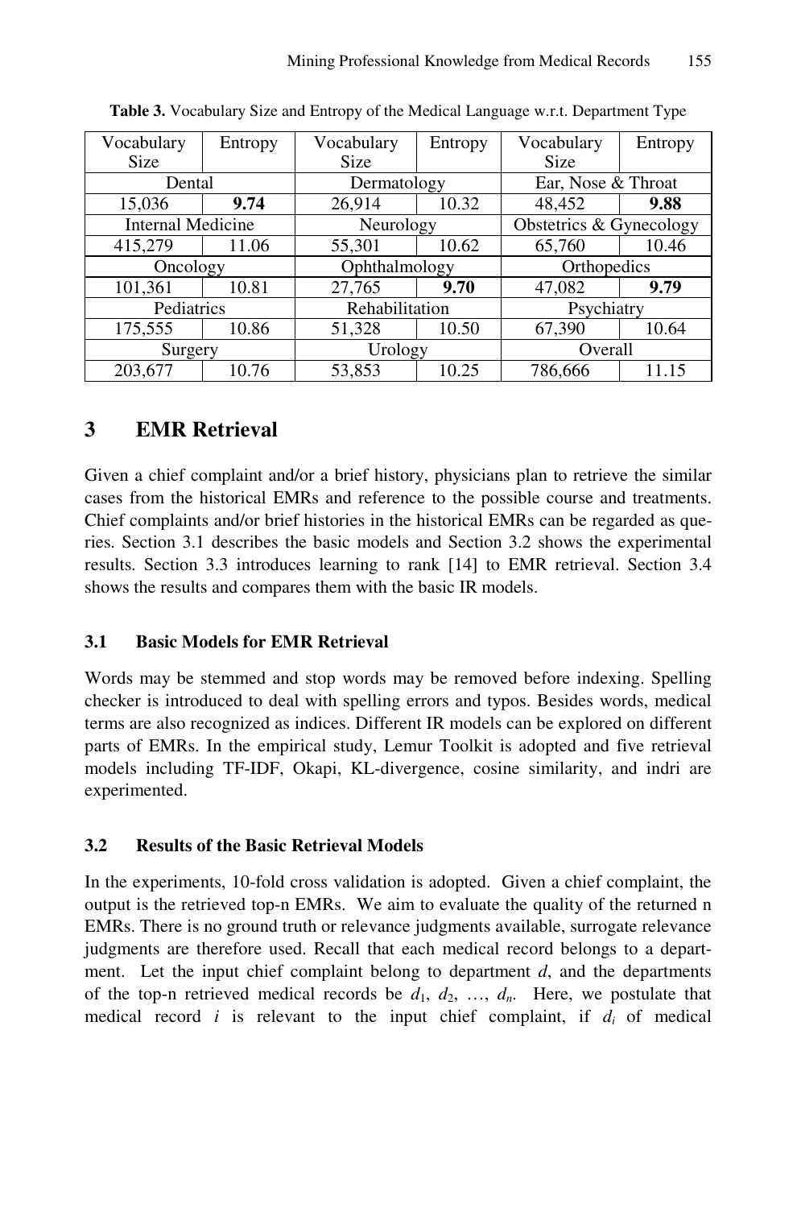**Table 3.** Vocabulary Size and Entropy of the Medical Language w.r.t. Department Type

| Vocabulary Size | Entropy | Vocabulary Size | Entropy | Vocabulary Size | Entropy |
|---|---|---|---|---|---|
| Dental | | Dermatology | | Ear, Nose & Throat | |
| 15,036 | **9.74** | 26,914 | 10.32 | 48,452 | **9.88** |
| Internal Medicine | | Neurology | | Obstetrics & Gynecology | |
| 415,279 | 11.06 | 55,301 | 10.62 | 65,760 | 10.46 |
| Oncology | | Ophthalmology | | Orthopedics | |
| 101,361 | 10.81 | 27,765 | **9.70** | 47,082 | **9.79** |
| Pediatrics | | Rehabilitation | | Psychiatry | |
| 175,555 | 10.86 | 51,328 | 10.50 | 67,390 | 10.64 |
| Surgery | | Urology | | Overall | |
| 203,677 | 10.76 | 53,853 | 10.25 | 786,666 | 11.15 |

## 3 EMR Retrieval

Given a chief complaint and/or a brief history, physicians plan to retrieve the similar cases from the historical EMRs and reference to the possible course and treatments. Chief complaints and/or brief histories in the historical EMRs can be regarded as queries. Section 3.1 describes the basic models and Section 3.2 shows the experimental results. Section 3.3 introduces learning to rank [14] to EMR retrieval. Section 3.4 shows the results and compares them with the basic IR models.

### 3.1 Basic Models for EMR Retrieval

Words may be stemmed and stop words may be removed before indexing. Spelling checker is introduced to deal with spelling errors and typos. Besides words, medical terms are also recognized as indices. Different IR models can be explored on different parts of EMRs. In the empirical study, Lemur Toolkit is adopted and five retrieval models including TF-IDF, Okapi, KL-divergence, cosine similarity, and indri are experimented.

### 3.2 Results of the Basic Retrieval Models

In the experiments, 10-fold cross validation is adopted. Given a chief complaint, the output is the retrieved top-n EMRs. We aim to evaluate the quality of the returned n EMRs. There is no ground truth or relevance judgments available, surrogate relevance judgments are therefore used. Recall that each medical record belongs to a department. Let the input chief complaint belong to department $d$, and the departments of the top-n retrieved medical records be $d_1$, $d_2$, …, $d_n$. Here, we postulate that medical record $i$ is relevant to the input chief complaint, if $d_i$ of medical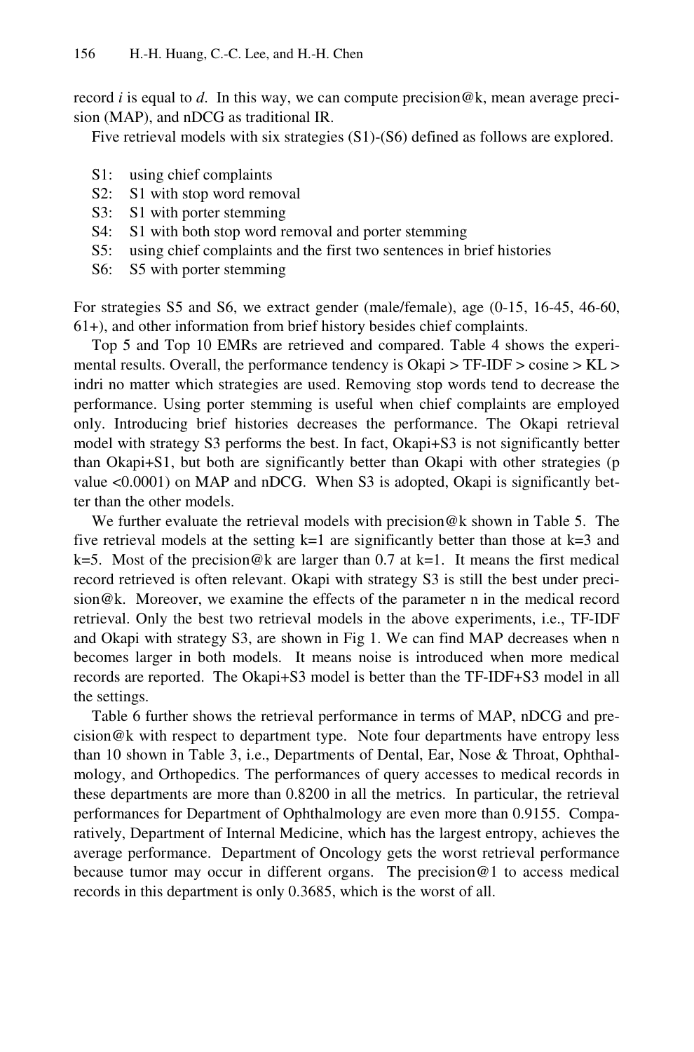record *i* is equal to *d*. In this way, we can compute precision@k, mean average precision (MAP), and nDCG as traditional IR.

Five retrieval models with six strategies (S1)-(S6) defined as follows are explored.

- S1: using chief complaints
- S2: S1 with stop word removal
- S3: S1 with porter stemming
- S4: S1 with both stop word removal and porter stemming
- S5: using chief complaints and the first two sentences in brief histories
- S6: S5 with porter stemming

For strategies S5 and S6, we extract gender (male/female), age (0-15, 16-45, 46-60, 61+), and other information from brief history besides chief complaints.

Top 5 and Top 10 EMRs are retrieved and compared. Table 4 shows the experimental results. Overall, the performance tendency is Okapi > TF-IDF > cosine > KL > indri no matter which strategies are used. Removing stop words tend to decrease the performance. Using porter stemming is useful when chief complaints are employed only. Introducing brief histories decreases the performance. The Okapi retrieval model with strategy S3 performs the best. In fact, Okapi+S3 is not significantly better than Okapi+S1, but both are significantly better than Okapi with other strategies (p value <0.0001) on MAP and nDCG. When S3 is adopted, Okapi is significantly better than the other models.

We further evaluate the retrieval models with precision@k shown in Table 5. The five retrieval models at the setting k=1 are significantly better than those at k=3 and k=5. Most of the precision@k are larger than 0.7 at k=1. It means the first medical record retrieved is often relevant. Okapi with strategy S3 is still the best under precision@k. Moreover, we examine the effects of the parameter n in the medical record retrieval. Only the best two retrieval models in the above experiments, i.e., TF-IDF and Okapi with strategy S3, are shown in Fig 1. We can find MAP decreases when n becomes larger in both models. It means noise is introduced when more medical records are reported. The Okapi+S3 model is better than the TF-IDF+S3 model in all the settings.

Table 6 further shows the retrieval performance in terms of MAP, nDCG and precision@k with respect to department type. Note four departments have entropy less than 10 shown in Table 3, i.e., Departments of Dental, Ear, Nose & Throat, Ophthalmology, and Orthopedics. The performances of query accesses to medical records in these departments are more than 0.8200 in all the metrics. In particular, the retrieval performances for Department of Ophthalmology are even more than 0.9155. Comparatively, Department of Internal Medicine, which has the largest entropy, achieves the average performance. Department of Oncology gets the worst retrieval performance because tumor may occur in different organs. The precision@1 to access medical records in this department is only 0.3685, which is the worst of all.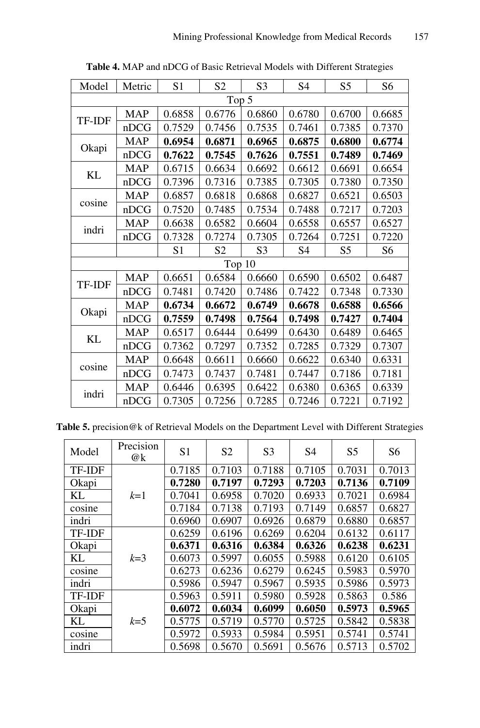**Table 4.** MAP and nDCG of Basic Retrieval Models with Different Strategies

| Model | Metric | S1 | S2 | S3 | S4 | S5 | S6 |
|---|---|---|---|---|---|---|---|
| Top 5 | | | | | | | |
| TF-IDF | MAP | 0.6858 | 0.6776 | 0.6860 | 0.6780 | 0.6700 | 0.6685 |
| | nDCG | 0.7529 | 0.7456 | 0.7535 | 0.7461 | 0.7385 | 0.7370 |
| Okapi | MAP | **0.6954** | **0.6871** | **0.6965** | **0.6875** | **0.6800** | **0.6774** |
| | nDCG | **0.7622** | **0.7545** | **0.7626** | **0.7551** | **0.7489** | **0.7469** |
| KL | MAP | 0.6715 | 0.6634 | 0.6692 | 0.6612 | 0.6691 | 0.6654 |
| | nDCG | 0.7396 | 0.7316 | 0.7385 | 0.7305 | 0.7380 | 0.7350 |
| cosine | MAP | 0.6857 | 0.6818 | 0.6868 | 0.6827 | 0.6521 | 0.6503 |
| | nDCG | 0.7520 | 0.7485 | 0.7534 | 0.7488 | 0.7217 | 0.7203 |
| indri | MAP | 0.6638 | 0.6582 | 0.6604 | 0.6558 | 0.6557 | 0.6527 |
| | nDCG | 0.7328 | 0.7274 | 0.7305 | 0.7264 | 0.7251 | 0.7220 |
| | | S1 | S2 | S3 | S4 | S5 | S6 |
| Top 10 | | | | | | | |
| TF-IDF | MAP | 0.6651 | 0.6584 | 0.6660 | 0.6590 | 0.6502 | 0.6487 |
| | nDCG | 0.7481 | 0.7420 | 0.7486 | 0.7422 | 0.7348 | 0.7330 |
| Okapi | MAP | **0.6734** | **0.6672** | **0.6749** | **0.6678** | **0.6588** | **0.6566** |
| | nDCG | **0.7559** | **0.7498** | **0.7564** | **0.7498** | **0.7427** | **0.7404** |
| KL | MAP | 0.6517 | 0.6444 | 0.6499 | 0.6430 | 0.6489 | 0.6465 |
| | nDCG | 0.7362 | 0.7297 | 0.7352 | 0.7285 | 0.7329 | 0.7307 |
| cosine | MAP | 0.6648 | 0.6611 | 0.6660 | 0.6622 | 0.6340 | 0.6331 |
| | nDCG | 0.7473 | 0.7437 | 0.7481 | 0.7447 | 0.7186 | 0.7181 |
| indri | MAP | 0.6446 | 0.6395 | 0.6422 | 0.6380 | 0.6365 | 0.6339 |
| | nDCG | 0.7305 | 0.7256 | 0.7285 | 0.7246 | 0.7221 | 0.7192 |

**Table 5.** precision@k of Retrieval Models on the Department Level with Different Strategies

| Model | Precision @k | S1 | S2 | S3 | S4 | S5 | S6 |
|---|---|---|---|---|---|---|---|
| TF-IDF | *k*=1 | 0.7185 | 0.7103 | 0.7188 | 0.7105 | 0.7031 | 0.7013 |
| Okapi | | **0.7280** | **0.7197** | **0.7293** | **0.7203** | **0.7136** | **0.7109** |
| KL | | 0.7041 | 0.6958 | 0.7020 | 0.6933 | 0.7021 | 0.6984 |
| cosine | | 0.7184 | 0.7138 | 0.7193 | 0.7149 | 0.6857 | 0.6827 |
| indri | | 0.6960 | 0.6907 | 0.6926 | 0.6879 | 0.6880 | 0.6857 |
| TF-IDF | *k*=3 | 0.6259 | 0.6196 | 0.6269 | 0.6204 | 0.6132 | 0.6117 |
| Okapi | | **0.6371** | **0.6316** | **0.6384** | **0.6326** | **0.6238** | **0.6231** |
| KL | | 0.6073 | 0.5997 | 0.6055 | 0.5988 | 0.6120 | 0.6105 |
| cosine | | 0.6273 | 0.6236 | 0.6279 | 0.6245 | 0.5983 | 0.5970 |
| indri | | 0.5986 | 0.5947 | 0.5967 | 0.5935 | 0.5986 | 0.5973 |
| TF-IDF | *k*=5 | 0.5963 | 0.5911 | 0.5980 | 0.5928 | 0.5863 | 0.586 |
| Okapi | | **0.6072** | **0.6034** | **0.6099** | **0.6050** | **0.5973** | **0.5965** |
| KL | | 0.5775 | 0.5719 | 0.5770 | 0.5725 | 0.5842 | 0.5838 |
| cosine | | 0.5972 | 0.5933 | 0.5984 | 0.5951 | 0.5741 | 0.5741 |
| indri | | 0.5698 | 0.5670 | 0.5691 | 0.5676 | 0.5713 | 0.5702 |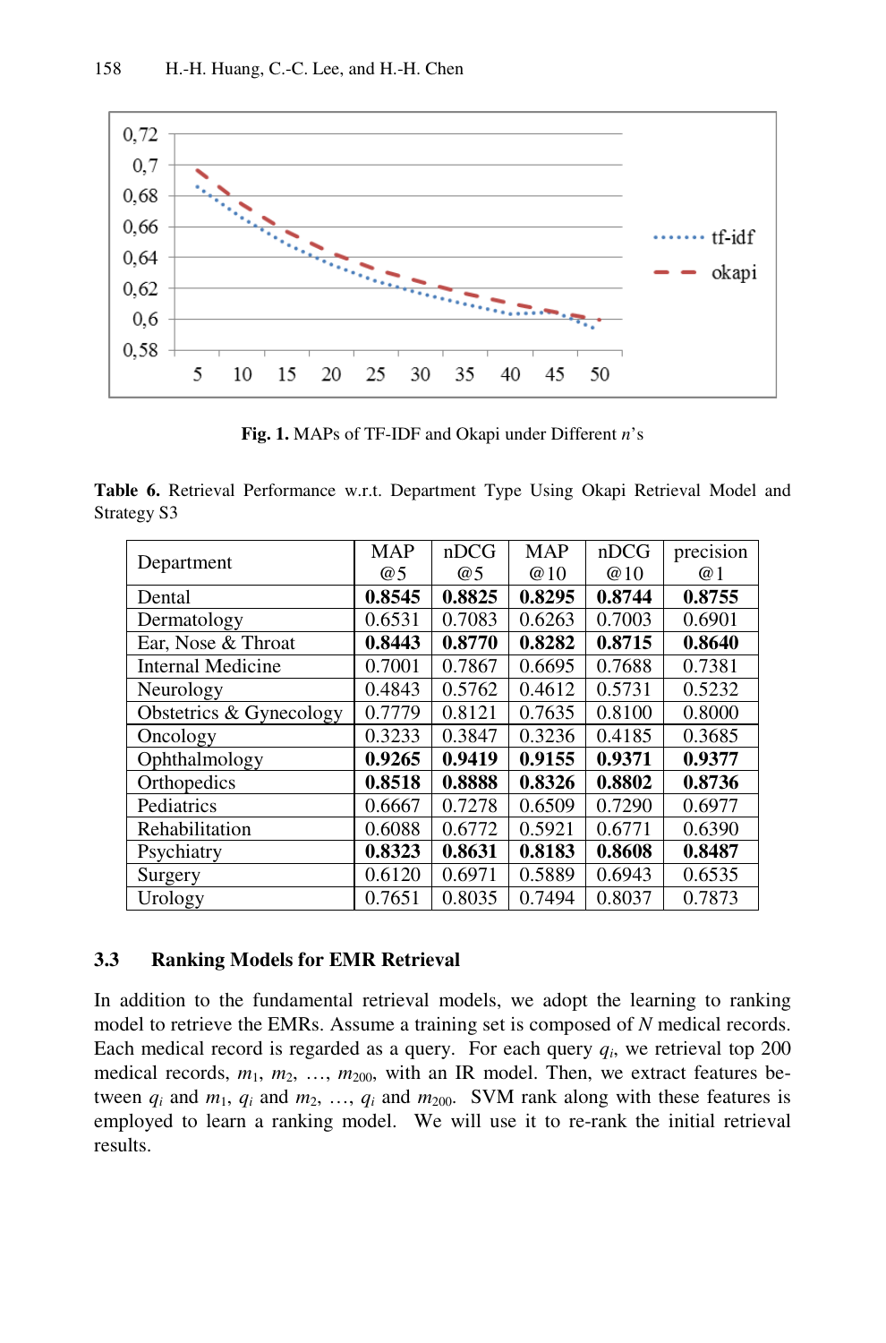**Fig. 1.** MAPs of TF-IDF and Okapi under Different $n$'s

**Table 6.** Retrieval Performance w.r.t. Department Type Using Okapi Retrieval Model and Strategy S3

| Department | MAP @5 | nDCG @5 | MAP @10 | nDCG @10 | precision @1 |
|---|---|---|---|---|---|
| Dental | **0.8545** | **0.8825** | **0.8295** | **0.8744** | **0.8755** |
| Dermatology | 0.6531 | 0.7083 | 0.6263 | 0.7003 | 0.6901 |
| Ear, Nose & Throat | **0.8443** | **0.8770** | **0.8282** | **0.8715** | **0.8640** |
| Internal Medicine | 0.7001 | 0.7867 | 0.6695 | 0.7688 | 0.7381 |
| Neurology | 0.4843 | 0.5762 | 0.4612 | 0.5731 | 0.5232 |
| Obstetrics & Gynecology | 0.7779 | 0.8121 | 0.7635 | 0.8100 | 0.8000 |
| Oncology | 0.3233 | 0.3847 | 0.3236 | 0.4185 | 0.3685 |
| Ophthalmology | **0.9265** | **0.9419** | **0.9155** | **0.9371** | **0.9377** |
| Orthopedics | **0.8518** | **0.8888** | **0.8326** | **0.8802** | **0.8736** |
| Pediatrics | 0.6667 | 0.7278 | 0.6509 | 0.7290 | 0.6977 |
| Rehabilitation | 0.6088 | 0.6772 | 0.5921 | 0.6771 | 0.6390 |
| Psychiatry | **0.8323** | **0.8631** | **0.8183** | **0.8608** | **0.8487** |
| Surgery | 0.6120 | 0.6971 | 0.5889 | 0.6943 | 0.6535 |
| Urology | 0.7651 | 0.8035 | 0.7494 | 0.8037 | 0.7873 |

### 3.3 Ranking Models for EMR Retrieval

In addition to the fundamental retrieval models, we adopt the learning to ranking model to retrieve the EMRs. Assume a training set is composed of $N$ medical records. Each medical record is regarded as a query. For each query $q_i$, we retrieval top 200 medical records, $m_1$, $m_2$, …, $m_{200}$, with an IR model. Then, we extract features between $q_i$ and $m_1$, $q_i$ and $m_2$, …, $q_i$ and $m_{200}$. SVM rank along with these features is employed to learn a ranking model. We will use it to re-rank the initial retrieval results.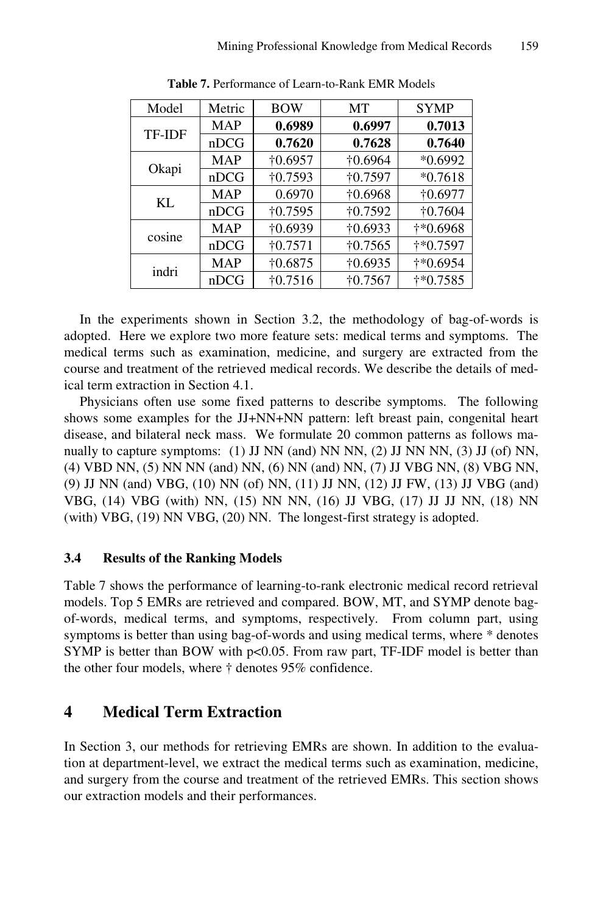**Table 7.** Performance of Learn-to-Rank EMR Models

| Model | Metric | BOW | MT | SYMP |
|---|---|---|---|---|
| TF-IDF | MAP | **0.6989** | **0.6997** | **0.7013** |
| | nDCG | **0.7620** | **0.7628** | **0.7640** |
| Okapi | MAP | †0.6957 | †0.6964 | *0.6992 |
| | nDCG | †0.7593 | †0.7597 | *0.7618 |
| KL | MAP | 0.6970 | †0.6968 | †0.6977 |
| | nDCG | †0.7595 | †0.7592 | †0.7604 |
| cosine | MAP | †0.6939 | †0.6933 | †*0.6968 |
| | nDCG | †0.7571 | †0.7565 | †*0.7597 |
| indri | MAP | †0.6875 | †0.6935 | †*0.6954 |
| | nDCG | †0.7516 | †0.7567 | †*0.7585 |

In the experiments shown in Section 3.2, the methodology of bag-of-words is adopted. Here we explore two more feature sets: medical terms and symptoms. The medical terms such as examination, medicine, and surgery are extracted from the course and treatment of the retrieved medical records. We describe the details of medical term extraction in Section 4.1.

Physicians often use some fixed patterns to describe symptoms. The following shows some examples for the JJ+NN+NN pattern: left breast pain, congenital heart disease, and bilateral neck mass. We formulate 20 common patterns as follows manually to capture symptoms: (1) JJ NN (and) NN NN, (2) JJ NN NN, (3) JJ (of) NN, (4) VBD NN, (5) NN NN (and) NN, (6) NN (and) NN, (7) JJ VBG NN, (8) VBG NN, (9) JJ NN (and) VBG, (10) NN (of) NN, (11) JJ NN, (12) JJ FW, (13) JJ VBG (and) VBG, (14) VBG (with) NN, (15) NN NN, (16) JJ VBG, (17) JJ JJ NN, (18) NN (with) VBG, (19) NN VBG, (20) NN. The longest-first strategy is adopted.

### 3.4 Results of the Ranking Models

Table 7 shows the performance of learning-to-rank electronic medical record retrieval models. Top 5 EMRs are retrieved and compared. BOW, MT, and SYMP denote bag-of-words, medical terms, and symptoms, respectively. From column part, using symptoms is better than using bag-of-words and using medical terms, where * denotes SYMP is better than BOW with $p<0.05$. From raw part, TF-IDF model is better than the other four models, where † denotes 95% confidence.

## 4 Medical Term Extraction

In Section 3, our methods for retrieving EMRs are shown. In addition to the evaluation at department-level, we extract the medical terms such as examination, medicine, and surgery from the course and treatment of the retrieved EMRs. This section shows our extraction models and their performances.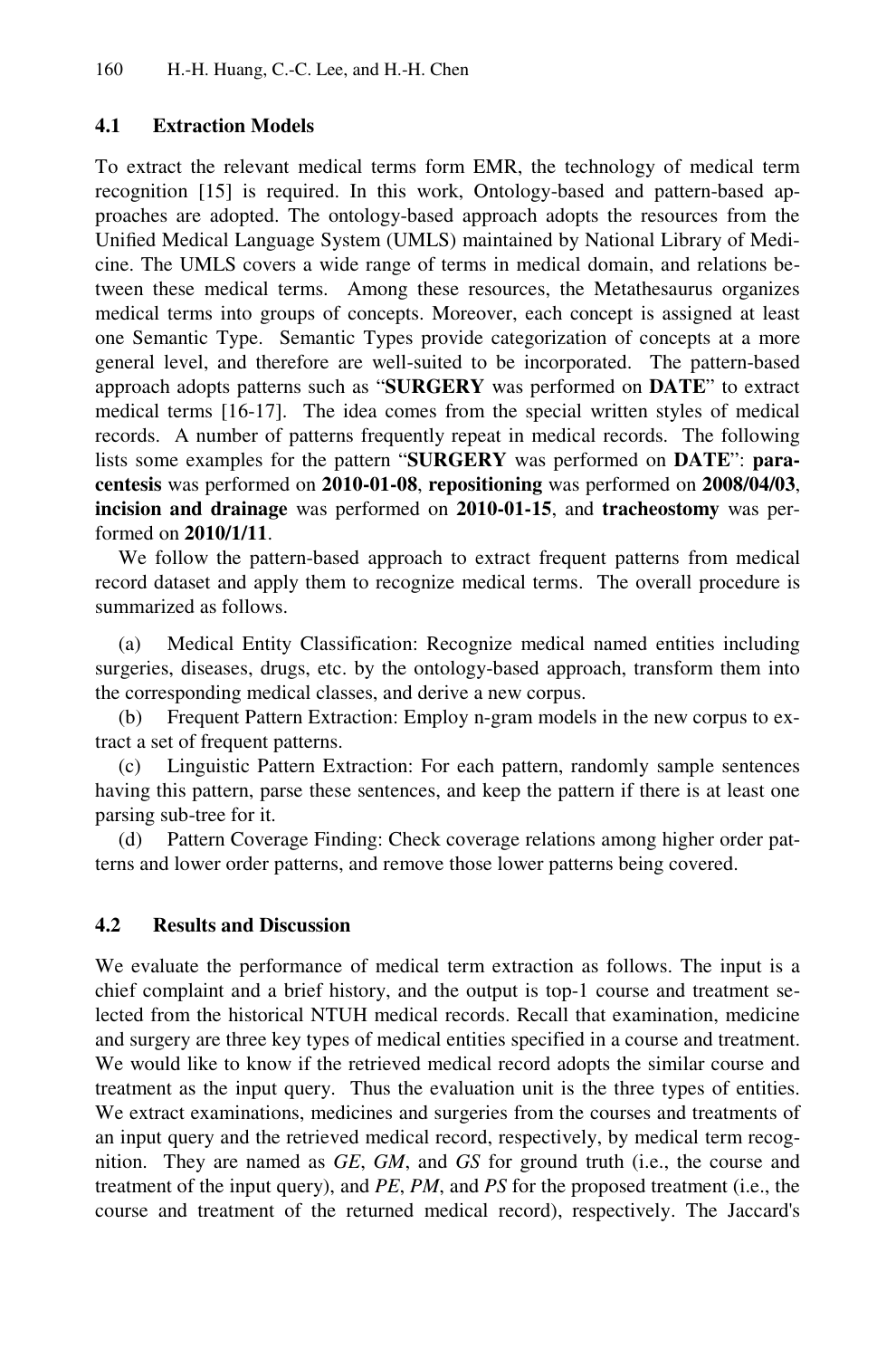### 4.1 Extraction Models

To extract the relevant medical terms form EMR, the technology of medical term recognition [15] is required. In this work, Ontology-based and pattern-based approaches are adopted. The ontology-based approach adopts the resources from the Unified Medical Language System (UMLS) maintained by National Library of Medicine. The UMLS covers a wide range of terms in medical domain, and relations between these medical terms. Among these resources, the Metathesaurus organizes medical terms into groups of concepts. Moreover, each concept is assigned at least one Semantic Type. Semantic Types provide categorization of concepts at a more general level, and therefore are well-suited to be incorporated. The pattern-based approach adopts patterns such as "**SURGERY** was performed on **DATE**" to extract medical terms [16-17]. The idea comes from the special written styles of medical records. A number of patterns frequently repeat in medical records. The following lists some examples for the pattern "**SURGERY** was performed on **DATE**": **paracentesis** was performed on **2010-01-08**, **repositioning** was performed on **2008/04/03**, **incision and drainage** was performed on **2010-01-15**, and **tracheostomy** was performed on **2010/1/11**.

We follow the pattern-based approach to extract frequent patterns from medical record dataset and apply them to recognize medical terms. The overall procedure is summarized as follows.

(a) Medical Entity Classification: Recognize medical named entities including surgeries, diseases, drugs, etc. by the ontology-based approach, transform them into the corresponding medical classes, and derive a new corpus.

(b) Frequent Pattern Extraction: Employ n-gram models in the new corpus to extract a set of frequent patterns.

(c) Linguistic Pattern Extraction: For each pattern, randomly sample sentences having this pattern, parse these sentences, and keep the pattern if there is at least one parsing sub-tree for it.

(d) Pattern Coverage Finding: Check coverage relations among higher order patterns and lower order patterns, and remove those lower patterns being covered.

### 4.2 Results and Discussion

We evaluate the performance of medical term extraction as follows. The input is a chief complaint and a brief history, and the output is top-1 course and treatment selected from the historical NTUH medical records. Recall that examination, medicine and surgery are three key types of medical entities specified in a course and treatment. We would like to know if the retrieved medical record adopts the similar course and treatment as the input query. Thus the evaluation unit is the three types of entities. We extract examinations, medicines and surgeries from the courses and treatments of an input query and the retrieved medical record, respectively, by medical term recognition. They are named as *GE*, *GM*, and *GS* for ground truth (i.e., the course and treatment of the input query), and *PE*, *PM*, and *PS* for the proposed treatment (i.e., the course and treatment of the returned medical record), respectively. The Jaccard's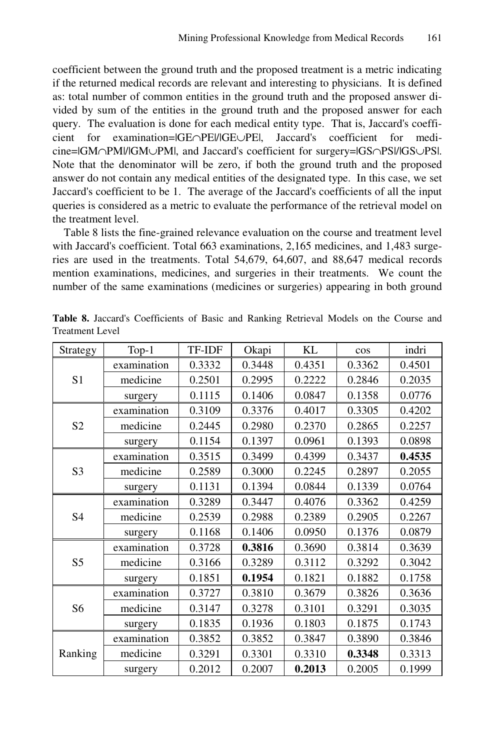coefficient between the ground truth and the proposed treatment is a metric indicating if the returned medical records are relevant and interesting to physicians. It is defined as: total number of common entities in the ground truth and the proposed answer divided by sum of the entities in the ground truth and the proposed answer for each query. The evaluation is done for each medical entity type. That is, Jaccard's coefficient for examination=$|GE \cap PE|/|GE \cup PE|$, Jaccard's coefficient for medicine=$|GM \cap PM|/|GM \cup PM|$, and Jaccard's coefficient for surgery=$|GS \cap PS|/|GS \cup PS|$. Note that the denominator will be zero, if both the ground truth and the proposed answer do not contain any medical entities of the designated type. In this case, we set Jaccard's coefficient to be 1. The average of the Jaccard's coefficients of all the input queries is considered as a metric to evaluate the performance of the retrieval model on the treatment level.

Table 8 lists the fine-grained relevance evaluation on the course and treatment level with Jaccard's coefficient. Total 663 examinations, 2,165 medicines, and 1,483 surgeries are used in the treatments. Total 54,679, 64,607, and 88,647 medical records mention examinations, medicines, and surgeries in their treatments. We count the number of the same examinations (medicines or surgeries) appearing in both ground

**Table 8.** Jaccard's Coefficients of Basic and Ranking Retrieval Models on the Course and Treatment Level

| Strategy | Top-1 | TF-IDF | Okapi | KL | cos | indri |
|---|---|---|---|---|---|---|
| S1 | examination | 0.3332 | 0.3448 | 0.4351 | 0.3362 | 0.4501 |
| | medicine | 0.2501 | 0.2995 | 0.2222 | 0.2846 | 0.2035 |
| | surgery | 0.1115 | 0.1406 | 0.0847 | 0.1358 | 0.0776 |
| S2 | examination | 0.3109 | 0.3376 | 0.4017 | 0.3305 | 0.4202 |
| | medicine | 0.2445 | 0.2980 | 0.2370 | 0.2865 | 0.2257 |
| | surgery | 0.1154 | 0.1397 | 0.0961 | 0.1393 | 0.0898 |
| S3 | examination | 0.3515 | 0.3499 | 0.4399 | 0.3437 | **0.4535** |
| | medicine | 0.2589 | 0.3000 | 0.2245 | 0.2897 | 0.2055 |
| | surgery | 0.1131 | 0.1394 | 0.0844 | 0.1339 | 0.0764 |
| S4 | examination | 0.3289 | 0.3447 | 0.4076 | 0.3362 | 0.4259 |
| | medicine | 0.2539 | 0.2988 | 0.2389 | 0.2905 | 0.2267 |
| | surgery | 0.1168 | 0.1406 | 0.0950 | 0.1376 | 0.0879 |
| S5 | examination | 0.3728 | **0.3816** | 0.3690 | 0.3814 | 0.3639 |
| | medicine | 0.3166 | 0.3289 | 0.3112 | 0.3292 | 0.3042 |
| | surgery | 0.1851 | **0.1954** | 0.1821 | 0.1882 | 0.1758 |
| S6 | examination | 0.3727 | 0.3810 | 0.3679 | 0.3826 | 0.3636 |
| | medicine | 0.3147 | 0.3278 | 0.3101 | 0.3291 | 0.3035 |
| | surgery | 0.1835 | 0.1936 | 0.1803 | 0.1875 | 0.1743 |
| Ranking | examination | 0.3852 | 0.3852 | 0.3847 | 0.3890 | 0.3846 |
| | medicine | 0.3291 | 0.3301 | 0.3310 | **0.3348** | 0.3313 |
| | surgery | 0.2012 | 0.2007 | **0.2013** | 0.2005 | 0.1999 |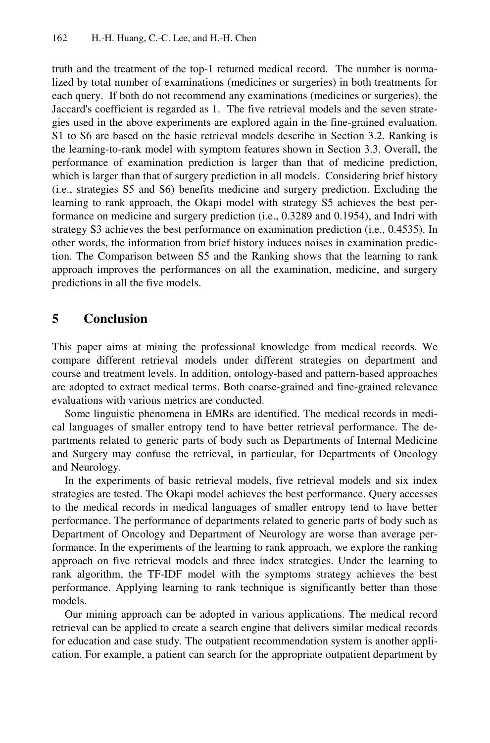truth and the treatment of the top-1 returned medical record. The number is normalized by total number of examinations (medicines or surgeries) in both treatments for each query. If both do not recommend any examinations (medicines or surgeries), the Jaccard's coefficient is regarded as 1. The five retrieval models and the seven strategies used in the above experiments are explored again in the fine-grained evaluation. S1 to S6 are based on the basic retrieval models describe in Section 3.2. Ranking is the learning-to-rank model with symptom features shown in Section 3.3. Overall, the performance of examination prediction is larger than that of medicine prediction, which is larger than that of surgery prediction in all models. Considering brief history (i.e., strategies S5 and S6) benefits medicine and surgery prediction. Excluding the learning to rank approach, the Okapi model with strategy S5 achieves the best performance on medicine and surgery prediction (i.e., 0.3289 and 0.1954), and Indri with strategy S3 achieves the best performance on examination prediction (i.e., 0.4535). In other words, the information from brief history induces noises in examination prediction. The Comparison between S5 and the Ranking shows that the learning to rank approach improves the performances on all the examination, medicine, and surgery predictions in all the five models.

## 5 Conclusion

This paper aims at mining the professional knowledge from medical records. We compare different retrieval models under different strategies on department and course and treatment levels. In addition, ontology-based and pattern-based approaches are adopted to extract medical terms. Both coarse-grained and fine-grained relevance evaluations with various metrics are conducted.

Some linguistic phenomena in EMRs are identified. The medical records in medical languages of smaller entropy tend to have better retrieval performance. The departments related to generic parts of body such as Departments of Internal Medicine and Surgery may confuse the retrieval, in particular, for Departments of Oncology and Neurology.

In the experiments of basic retrieval models, five retrieval models and six index strategies are tested. The Okapi model achieves the best performance. Query accesses to the medical records in medical languages of smaller entropy tend to have better performance. The performance of departments related to generic parts of body such as Department of Oncology and Department of Neurology are worse than average performance. In the experiments of the learning to rank approach, we explore the ranking approach on five retrieval models and three index strategies. Under the learning to rank algorithm, the TF-IDF model with the symptoms strategy achieves the best performance. Applying learning to rank technique is significantly better than those models.

Our mining approach can be adopted in various applications. The medical record retrieval can be applied to create a search engine that delivers similar medical records for education and case study. The outpatient recommendation system is another application. For example, a patient can search for the appropriate outpatient department by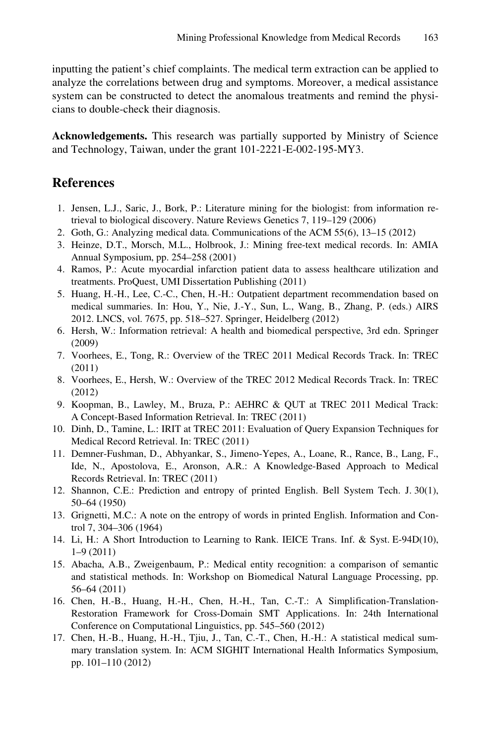inputting the patient's chief complaints. The medical term extraction can be applied to analyze the correlations between drug and symptoms. Moreover, a medical assistance system can be constructed to detect the anomalous treatments and remind the physicians to double-check their diagnosis.

**Acknowledgements.** This research was partially supported by Ministry of Science and Technology, Taiwan, under the grant 101-2221-E-002-195-MY3.

## References

1. Jensen, L.J., Saric, J., Bork, P.: Literature mining for the biologist: from information retrieval to biological discovery. Nature Reviews Genetics 7, 119–129 (2006)
2. Goth, G.: Analyzing medical data. Communications of the ACM 55(6), 13–15 (2012)
3. Heinze, D.T., Morsch, M.L., Holbrook, J.: Mining free-text medical records. In: AMIA Annual Symposium, pp. 254–258 (2001)
4. Ramos, P.: Acute myocardial infarction patient data to assess healthcare utilization and treatments. ProQuest, UMI Dissertation Publishing (2011)
5. Huang, H.-H., Lee, C.-C., Chen, H.-H.: Outpatient department recommendation based on medical summaries. In: Hou, Y., Nie, J.-Y., Sun, L., Wang, B., Zhang, P. (eds.) AIRS 2012. LNCS, vol. 7675, pp. 518–527. Springer, Heidelberg (2012)
6. Hersh, W.: Information retrieval: A health and biomedical perspective, 3rd edn. Springer (2009)
7. Voorhees, E., Tong, R.: Overview of the TREC 2011 Medical Records Track. In: TREC (2011)
8. Voorhees, E., Hersh, W.: Overview of the TREC 2012 Medical Records Track. In: TREC (2012)
9. Koopman, B., Lawley, M., Bruza, P.: AEHRC & QUT at TREC 2011 Medical Track: A Concept-Based Information Retrieval. In: TREC (2011)
10. Dinh, D., Tamine, L.: IRIT at TREC 2011: Evaluation of Query Expansion Techniques for Medical Record Retrieval. In: TREC (2011)
11. Demner-Fushman, D., Abhyankar, S., Jimeno-Yepes, A., Loane, R., Rance, B., Lang, F., Ide, N., Apostolova, E., Aronson, A.R.: A Knowledge-Based Approach to Medical Records Retrieval. In: TREC (2011)
12. Shannon, C.E.: Prediction and entropy of printed English. Bell System Tech. J. 30(1), 50–64 (1950)
13. Grignetti, M.C.: A note on the entropy of words in printed English. Information and Control 7, 304–306 (1964)
14. Li, H.: A Short Introduction to Learning to Rank. IEICE Trans. Inf. & Syst. E-94D(10), 1–9 (2011)
15. Abacha, A.B., Zweigenbaum, P.: Medical entity recognition: a comparison of semantic and statistical methods. In: Workshop on Biomedical Natural Language Processing, pp. 56–64 (2011)
16. Chen, H.-B., Huang, H.-H., Chen, H.-H., Tan, C.-T.: A Simplification-Translation-Restoration Framework for Cross-Domain SMT Applications. In: 24th International Conference on Computational Linguistics, pp. 545–560 (2012)
17. Chen, H.-B., Huang, H.-H., Tjiu, J., Tan, C.-T., Chen, H.-H.: A statistical medical summary translation system. In: ACM SIGHIT International Health Informatics Symposium, pp. 101–110 (2012)